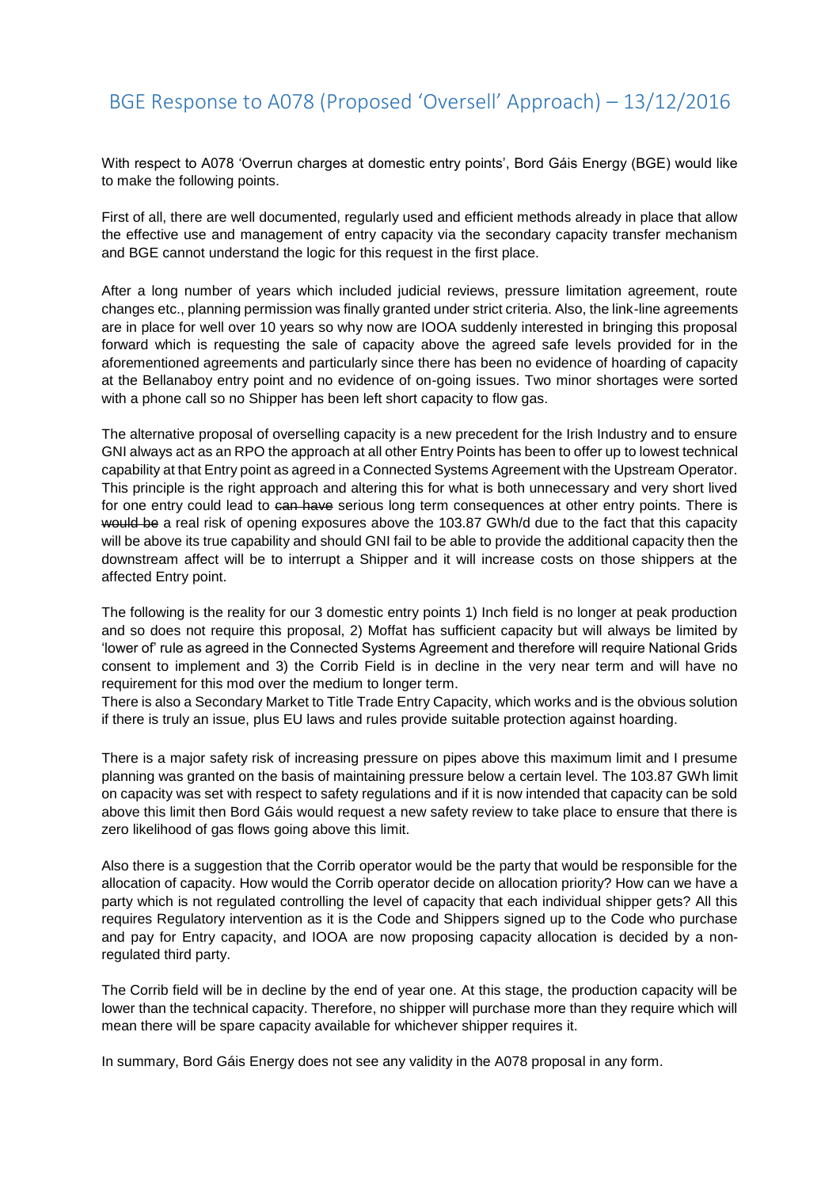# BGE Response to A078 (Proposed 'Oversell' Approach) – 13/12/2016

With respect to A078 'Overrun charges at domestic entry points', Bord Gáis Energy (BGE) would like to make the following points.

First of all, there are well documented, regularly used and efficient methods already in place that allow the effective use and management of entry capacity via the secondary capacity transfer mechanism and BGE cannot understand the logic for this request in the first place.

After a long number of years which included judicial reviews, pressure limitation agreement, route changes etc., planning permission was finally granted under strict criteria. Also, the link-line agreements are in place for well over 10 years so why now are IOOA suddenly interested in bringing this proposal forward which is requesting the sale of capacity above the agreed safe levels provided for in the aforementioned agreements and particularly since there has been no evidence of hoarding of capacity at the Bellanaboy entry point and no evidence of on-going issues. Two minor shortages were sorted with a phone call so no Shipper has been left short capacity to flow gas.

The alternative proposal of overselling capacity is a new precedent for the Irish Industry and to ensure GNI always act as an RPO the approach at all other Entry Points has been to offer up to lowest technical capability at that Entry point as agreed in a Connected Systems Agreement with the Upstream Operator. This principle is the right approach and altering this for what is both unnecessary and very short lived for one entry could lead to ~~can have~~ serious long term consequences at other entry points. There is ~~would be~~ a real risk of opening exposures above the 103.87 GWh/d due to the fact that this capacity will be above its true capability and should GNI fail to be able to provide the additional capacity then the downstream affect will be to interrupt a Shipper and it will increase costs on those shippers at the affected Entry point.

The following is the reality for our 3 domestic entry points 1) Inch field is no longer at peak production and so does not require this proposal, 2) Moffat has sufficient capacity but will always be limited by 'lower of' rule as agreed in the Connected Systems Agreement and therefore will require National Grids consent to implement and 3) the Corrib Field is in decline in the very near term and will have no requirement for this mod over the medium to longer term.

There is also a Secondary Market to Title Trade Entry Capacity, which works and is the obvious solution if there is truly an issue, plus EU laws and rules provide suitable protection against hoarding.

There is a major safety risk of increasing pressure on pipes above this maximum limit and I presume planning was granted on the basis of maintaining pressure below a certain level. The 103.87 GWh limit on capacity was set with respect to safety regulations and if it is now intended that capacity can be sold above this limit then Bord Gáis would request a new safety review to take place to ensure that there is zero likelihood of gas flows going above this limit.

Also there is a suggestion that the Corrib operator would be the party that would be responsible for the allocation of capacity. How would the Corrib operator decide on allocation priority? How can we have a party which is not regulated controlling the level of capacity that each individual shipper gets? All this requires Regulatory intervention as it is the Code and Shippers signed up to the Code who purchase and pay for Entry capacity, and IOOA are now proposing capacity allocation is decided by a non-regulated third party.

The Corrib field will be in decline by the end of year one. At this stage, the production capacity will be lower than the technical capacity. Therefore, no shipper will purchase more than they require which will mean there will be spare capacity available for whichever shipper requires it.

In summary, Bord Gáis Energy does not see any validity in the A078 proposal in any form.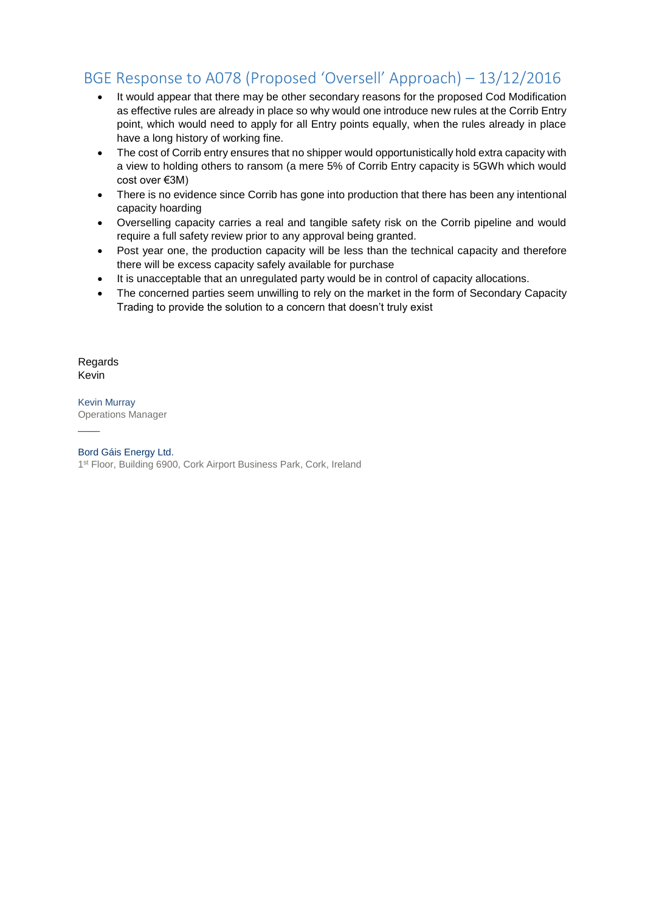## BGE Response to A078 (Proposed 'Oversell' Approach) – 13/12/2016

- It would appear that there may be other secondary reasons for the proposed Cod Modification as effective rules are already in place so why would one introduce new rules at the Corrib Entry point, which would need to apply for all Entry points equally, when the rules already in place have a long history of working fine.
- The cost of Corrib entry ensures that no shipper would opportunistically hold extra capacity with a view to holding others to ransom (a mere 5% of Corrib Entry capacity is 5GWh which would cost over €3M)
- There is no evidence since Corrib has gone into production that there has been any intentional capacity hoarding
- Overselling capacity carries a real and tangible safety risk on the Corrib pipeline and would require a full safety review prior to any approval being granted.
- Post year one, the production capacity will be less than the technical capacity and therefore there will be excess capacity safely available for purchase
- It is unacceptable that an unregulated party would be in control of capacity allocations.
- The concerned parties seem unwilling to rely on the market in the form of Secondary Capacity Trading to provide the solution to a concern that doesn't truly exist

Regards
Kevin

Kevin Murray
Operations Manager

——

Bord Gáis Energy Ltd.
1st Floor, Building 6900, Cork Airport Business Park, Cork, Ireland